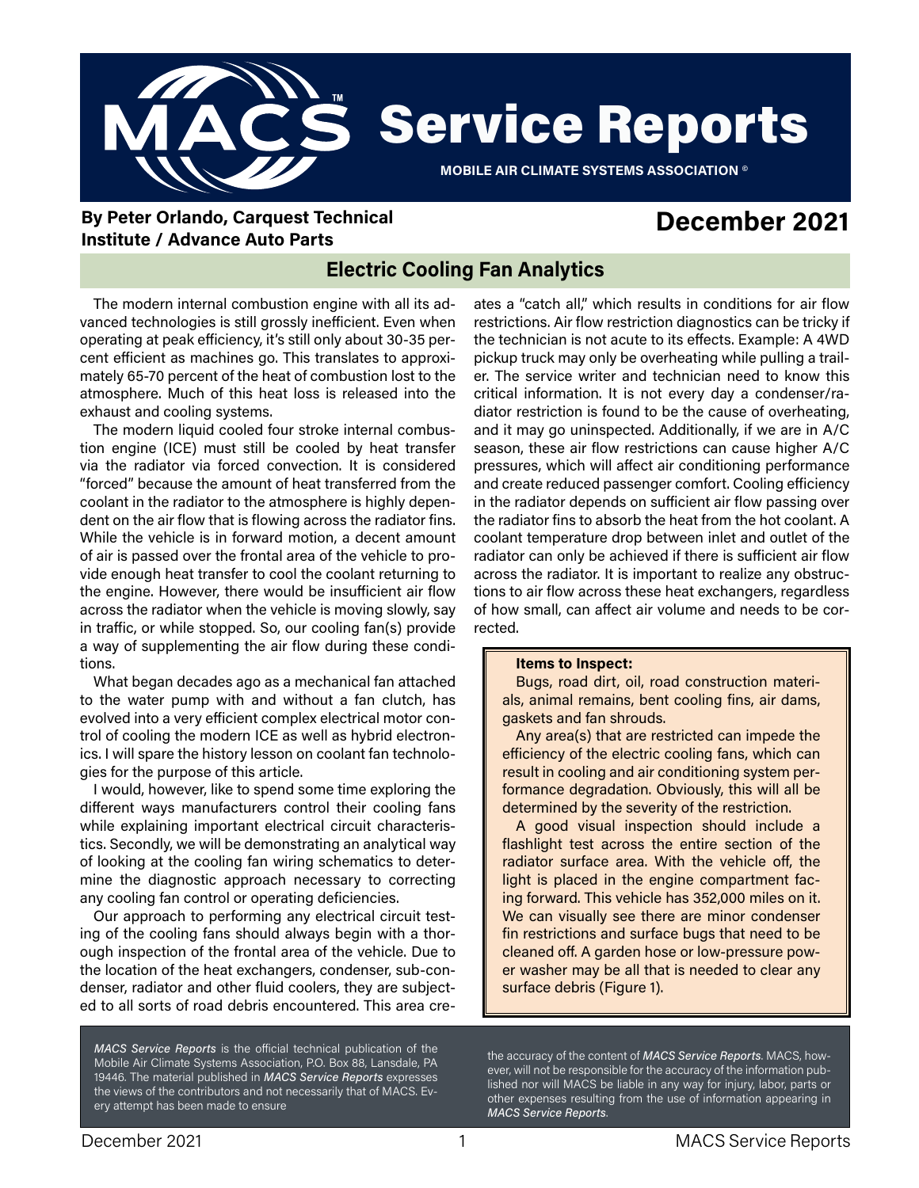# MACS Service Reports

**MOBILE AIR CLIMATE SYSTEMS ASSOCIATION ®**

**By Peter Orlando, Carquest Technical Institute / Advance Auto Parts**

**December 2021**

## Electric Cooling Fan Analytics

The modern internal combustion engine with all its advanced technologies is still grossly inefficient. Even when operating at peak efficiency, it's still only about 30-35 percent efficient as machines go. This translates to approximately 65-70 percent of the heat of combustion lost to the atmosphere. Much of this heat loss is released into the exhaust and cooling systems.

The modern liquid cooled four stroke internal combustion engine (ICE) must still be cooled by heat transfer via the radiator via forced convection. It is considered "forced" because the amount of heat transferred from the coolant in the radiator to the atmosphere is highly dependent on the air flow that is flowing across the radiator fins. While the vehicle is in forward motion, a decent amount of air is passed over the frontal area of the vehicle to provide enough heat transfer to cool the coolant returning to the engine. However, there would be insufficient air flow across the radiator when the vehicle is moving slowly, say in traffic, or while stopped. So, our cooling fan(s) provide a way of supplementing the air flow during these conditions.

What began decades ago as a mechanical fan attached to the water pump with and without a fan clutch, has evolved into a very efficient complex electrical motor control of cooling the modern ICE as well as hybrid electronics. I will spare the history lesson on coolant fan technologies for the purpose of this article.

I would, however, like to spend some time exploring the different ways manufacturers control their cooling fans while explaining important electrical circuit characteristics. Secondly, we will be demonstrating an analytical way of looking at the cooling fan wiring schematics to determine the diagnostic approach necessary to correcting any cooling fan control or operating deficiencies.

Our approach to performing any electrical circuit testing of the cooling fans should always begin with a thorough inspection of the frontal area of the vehicle. Due to the location of the heat exchangers, condenser, sub-condenser, radiator and other fluid coolers, they are subjected to all sorts of road debris encountered. This area creates a "catch all," which results in conditions for air flow restrictions. Air flow restriction diagnostics can be tricky if the technician is not acute to its effects. Example: A 4WD pickup truck may only be overheating while pulling a trailer. The service writer and technician need to know this critical information. It is not every day a condenser/radiator restriction is found to be the cause of overheating, and it may go uninspected. Additionally, if we are in A/C season, these air flow restrictions can cause higher A/C pressures, which will affect air conditioning performance and create reduced passenger comfort. Cooling efficiency in the radiator depends on sufficient air flow passing over the radiator fins to absorb the heat from the hot coolant. A coolant temperature drop between inlet and outlet of the radiator can only be achieved if there is sufficient air flow across the radiator. It is important to realize any obstructions to air flow across these heat exchangers, regardless of how small, can affect air volume and needs to be corrected.

**Items to Inspect:**

Bugs, road dirt, oil, road construction materials, animal remains, bent cooling fins, air dams, gaskets and fan shrouds.

Any area(s) that are restricted can impede the efficiency of the electric cooling fans, which can result in cooling and air conditioning system performance degradation. Obviously, this will all be determined by the severity of the restriction.

A good visual inspection should include a flashlight test across the entire section of the radiator surface area. With the vehicle off, the light is placed in the engine compartment facing forward. This vehicle has 352,000 miles on it. We can visually see there are minor condenser fin restrictions and surface bugs that need to be cleaned off. A garden hose or low-pressure power washer may be all that is needed to clear any surface debris (Figure 1).

*MACS Service Reports* is the official technical publication of the Mobile Air Climate Systems Association, P.O. Box 88, Lansdale, PA 19446. The material published in *MACS Service Reports* expresses the views of the contributors and not necessarily that of MACS. Every attempt has been made to ensure the accuracy of the content of *MACS Service Reports*. MACS, however, will not be responsible for the accuracy of the information published nor will MACS be liable in any way for injury, labor, parts or other expenses resulting from the use of information appearing in *MACS Service Reports*.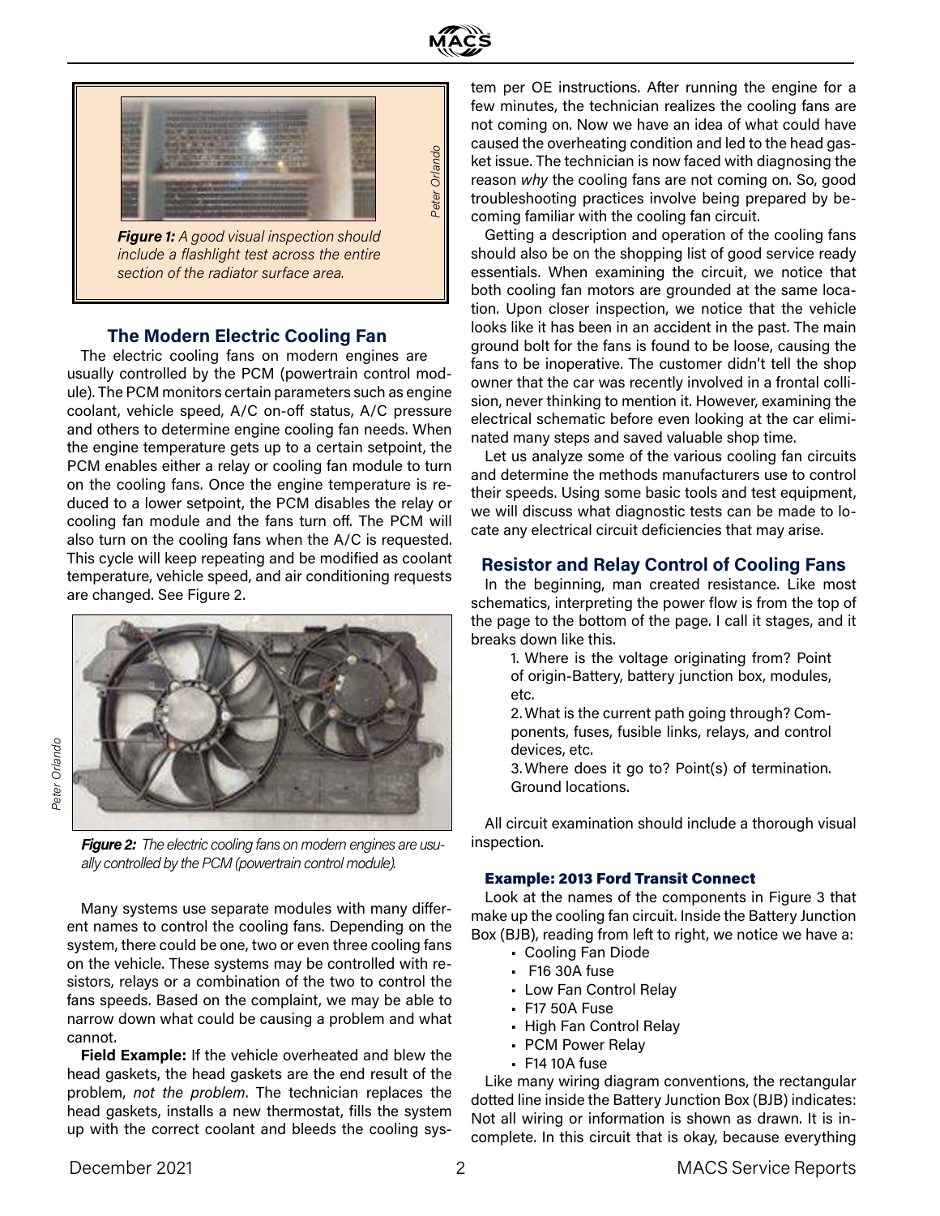*Figure 1: A good visual inspection should include a flashlight test across the entire section of the radiator surface area.*

## The Modern Electric Cooling Fan

The electric cooling fans on modern engines are usually controlled by the PCM (powertrain control module). The PCM monitors certain parameters such as engine coolant, vehicle speed, A/C on-off status, A/C pressure and others to determine engine cooling fan needs. When the engine temperature gets up to a certain setpoint, the PCM enables either a relay or cooling fan module to turn on the cooling fans. Once the engine temperature is reduced to a lower setpoint, the PCM disables the relay or cooling fan module and the fans turn off. The PCM will also turn on the cooling fans when the A/C is requested. This cycle will keep repeating and be modified as coolant temperature, vehicle speed, and air conditioning requests are changed. See Figure 2.

*Figure 2: The electric cooling fans on modern engines are usually controlled by the PCM (powertrain control module).*

Many systems use separate modules with many different names to control the cooling fans. Depending on the system, there could be one, two or even three cooling fans on the vehicle. These systems may be controlled with resistors, relays or a combination of the two to control the fans speeds. Based on the complaint, we may be able to narrow down what could be causing a problem and what cannot.

**Field Example:** If the vehicle overheated and blew the head gaskets, the head gaskets are the end result of the problem, *not the problem*. The technician replaces the head gaskets, installs a new thermostat, fills the system up with the correct coolant and bleeds the cooling system per OE instructions. After running the engine for a few minutes, the technician realizes the cooling fans are not coming on. Now we have an idea of what could have caused the overheating condition and led to the head gasket issue. The technician is now faced with diagnosing the reason *why* the cooling fans are not coming on. So, good troubleshooting practices involve being prepared by becoming familiar with the cooling fan circuit.

Getting a description and operation of the cooling fans should also be on the shopping list of good service ready essentials. When examining the circuit, we notice that both cooling fan motors are grounded at the same location. Upon closer inspection, we notice that the vehicle looks like it has been in an accident in the past. The main ground bolt for the fans is found to be loose, causing the fans to be inoperative. The customer didn't tell the shop owner that the car was recently involved in a frontal collision, never thinking to mention it. However, examining the electrical schematic before even looking at the car eliminated many steps and saved valuable shop time.

Let us analyze some of the various cooling fan circuits and determine the methods manufacturers use to control their speeds. Using some basic tools and test equipment, we will discuss what diagnostic tests can be made to locate any electrical circuit deficiencies that may arise.

## Resistor and Relay Control of Cooling Fans

In the beginning, man created resistance. Like most schematics, interpreting the power flow is from the top of the page to the bottom of the page. I call it stages, and it breaks down like this.

1. Where is the voltage originating from? Point of origin-Battery, battery junction box, modules, etc.
2. What is the current path going through? Components, fuses, fusible links, relays, and control devices, etc.
3. Where does it go to? Point(s) of termination. Ground locations.

All circuit examination should include a thorough visual inspection.

### Example: 2013 Ford Transit Connect

Look at the names of the components in Figure 3 that make up the cooling fan circuit. Inside the Battery Junction Box (BJB), reading from left to right, we notice we have a:

- Cooling Fan Diode
- F16 30A fuse
- Low Fan Control Relay
- F17 50A Fuse
- High Fan Control Relay
- PCM Power Relay
- F14 10A fuse

Like many wiring diagram conventions, the rectangular dotted line inside the Battery Junction Box (BJB) indicates: Not all wiring or information is shown as drawn. It is incomplete. In this circuit that is okay, because everything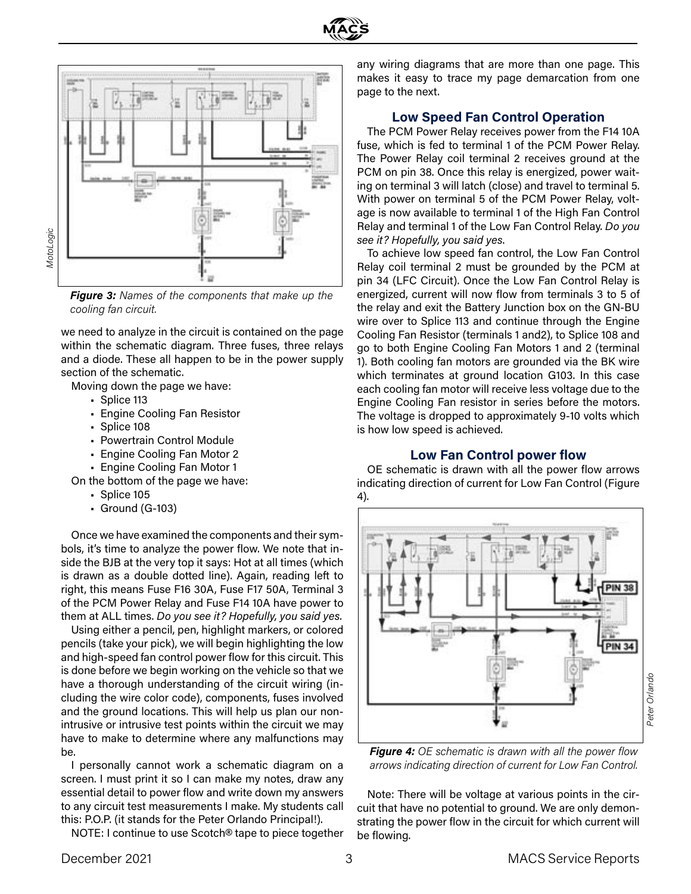*Figure 3: Names of the components that make up the cooling fan circuit.*

we need to analyze in the circuit is contained on the page within the schematic diagram. Three fuses, three relays and a diode. These all happen to be in the power supply section of the schematic.

Moving down the page we have:

- Splice 113
- Engine Cooling Fan Resistor
- Splice 108
- Powertrain Control Module
- Engine Cooling Fan Motor 2
- Engine Cooling Fan Motor 1

On the bottom of the page we have:

- Splice 105
- Ground (G-103)

Once we have examined the components and their symbols, it's time to analyze the power flow. We note that inside the BJB at the very top it says: Hot at all times (which is drawn as a double dotted line). Again, reading left to right, this means Fuse F16 30A, Fuse F17 50A, Terminal 3 of the PCM Power Relay and Fuse F14 10A have power to them at ALL times. *Do you see it? Hopefully, you said yes.*

Using either a pencil, pen, highlight markers, or colored pencils (take your pick), we will begin highlighting the low and high-speed fan control power flow for this circuit. This is done before we begin working on the vehicle so that we have a thorough understanding of the circuit wiring (including the wire color code), components, fuses involved and the ground locations. This will help us plan our non-intrusive or intrusive test points within the circuit we may have to make to determine where any malfunctions may be.

I personally cannot work a schematic diagram on a screen. I must print it so I can make my notes, draw any essential detail to power flow and write down my answers to any circuit test measurements I make. My students call this: P.O.P. (it stands for the Peter Orlando Principal!).

NOTE: I continue to use Scotch® tape to piece together any wiring diagrams that are more than one page. This makes it easy to trace my page demarcation from one page to the next.

## Low Speed Fan Control Operation

The PCM Power Relay receives power from the F14 10A fuse, which is fed to terminal 1 of the PCM Power Relay. The Power Relay coil terminal 2 receives ground at the PCM on pin 38. Once this relay is energized, power waiting on terminal 3 will latch (close) and travel to terminal 5. With power on terminal 5 of the PCM Power Relay, voltage is now available to terminal 1 of the High Fan Control Relay and terminal 1 of the Low Fan Control Relay. *Do you see it? Hopefully, you said yes.*

To achieve low speed fan control, the Low Fan Control Relay coil terminal 2 must be grounded by the PCM at pin 34 (LFC Circuit). Once the Low Fan Control Relay is energized, current will now flow from terminals 3 to 5 of the relay and exit the Battery Junction box on the GN-BU wire over to Splice 113 and continue through the Engine Cooling Fan Resistor (terminals 1 and2), to Splice 108 and go to both Engine Cooling Fan Motors 1 and 2 (terminal 1). Both cooling fan motors are grounded via the BK wire which terminates at ground location G103. In this case each cooling fan motor will receive less voltage due to the Engine Cooling Fan resistor in series before the motors. The voltage is dropped to approximately 9-10 volts which is how low speed is achieved.

## Low Fan Control power flow

OE schematic is drawn with all the power flow arrows indicating direction of current for Low Fan Control (Figure 4).

*Figure 4: OE schematic is drawn with all the power flow arrows indicating direction of current for Low Fan Control.*

Note: There will be voltage at various points in the circuit that have no potential to ground. We are only demonstrating the power flow in the circuit for which current will be flowing.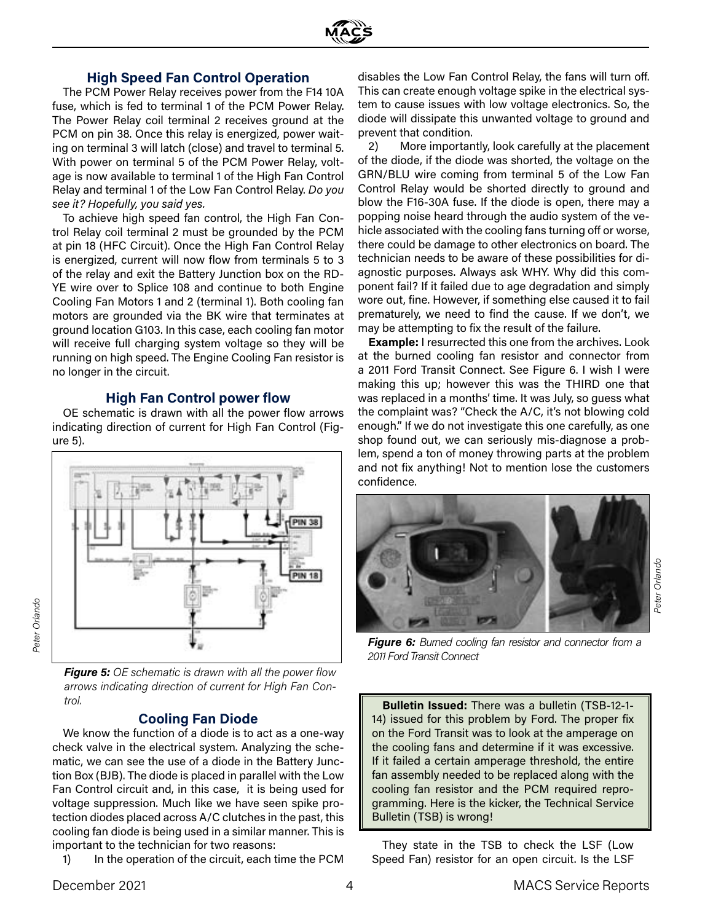### High Speed Fan Control Operation

The PCM Power Relay receives power from the F14 10A fuse, which is fed to terminal 1 of the PCM Power Relay. The Power Relay coil terminal 2 receives ground at the PCM on pin 38. Once this relay is energized, power waiting on terminal 3 will latch (close) and travel to terminal 5. With power on terminal 5 of the PCM Power Relay, voltage is now available to terminal 1 of the High Fan Control Relay and terminal 1 of the Low Fan Control Relay. *Do you see it? Hopefully, you said yes.*

To achieve high speed fan control, the High Fan Control Relay coil terminal 2 must be grounded by the PCM at pin 18 (HFC Circuit). Once the High Fan Control Relay is energized, current will now flow from terminals 5 to 3 of the relay and exit the Battery Junction box on the RD-YE wire over to Splice 108 and continue to both Engine Cooling Fan Motors 1 and 2 (terminal 1). Both cooling fan motors are grounded via the BK wire that terminates at ground location G103. In this case, each cooling fan motor will receive full charging system voltage so they will be running on high speed. The Engine Cooling Fan resistor is no longer in the circuit.

### High Fan Control power flow

OE schematic is drawn with all the power flow arrows indicating direction of current for High Fan Control (Figure 5).

***Figure 5:*** *OE schematic is drawn with all the power flow arrows indicating direction of current for High Fan Control.*

### Cooling Fan Diode

We know the function of a diode is to act as a one-way check valve in the electrical system. Analyzing the schematic, we can see the use of a diode in the Battery Junction Box (BJB). The diode is placed in parallel with the Low Fan Control circuit and, in this case, it is being used for voltage suppression. Much like we have seen spike protection diodes placed across A/C clutches in the past, this cooling fan diode is being used in a similar manner. This is important to the technician for two reasons:

1) In the operation of the circuit, each time the PCM disables the Low Fan Control Relay, the fans will turn off. This can create enough voltage spike in the electrical system to cause issues with low voltage electronics. So, the diode will dissipate this unwanted voltage to ground and prevent that condition.

2) More importantly, look carefully at the placement of the diode, if the diode was shorted, the voltage on the GRN/BLU wire coming from terminal 5 of the Low Fan Control Relay would be shorted directly to ground and blow the F16-30A fuse. If the diode is open, there may a popping noise heard through the audio system of the vehicle associated with the cooling fans turning off or worse, there could be damage to other electronics on board. The technician needs to be aware of these possibilities for diagnostic purposes. Always ask WHY. Why did this component fail? If it failed due to age degradation and simply wore out, fine. However, if something else caused it to fail prematurely, we need to find the cause. If we don't, we may be attempting to fix the result of the failure.

**Example:** I resurrected this one from the archives. Look at the burned cooling fan resistor and connector from a 2011 Ford Transit Connect. See Figure 6. I wish I were making this up; however this was the THIRD one that was replaced in a months' time. It was July, so guess what the complaint was? "Check the A/C, it's not blowing cold enough." If we do not investigate this one carefully, as one shop found out, we can seriously mis-diagnose a problem, spend a ton of money throwing parts at the problem and not fix anything! Not to mention lose the customers confidence.

***Figure 6:*** *Burned cooling fan resistor and connector from a 2011 Ford Transit Connect*

> **Bulletin Issued:** There was a bulletin (TSB-12-1-14) issued for this problem by Ford. The proper fix on the Ford Transit was to look at the amperage on the cooling fans and determine if it was excessive. If it failed a certain amperage threshold, the entire fan assembly needed to be replaced along with the cooling fan resistor and the PCM required reprogramming. Here is the kicker, the Technical Service Bulletin (TSB) is wrong!

They state in the TSB to check the LSF (Low Speed Fan) resistor for an open circuit. Is the LSF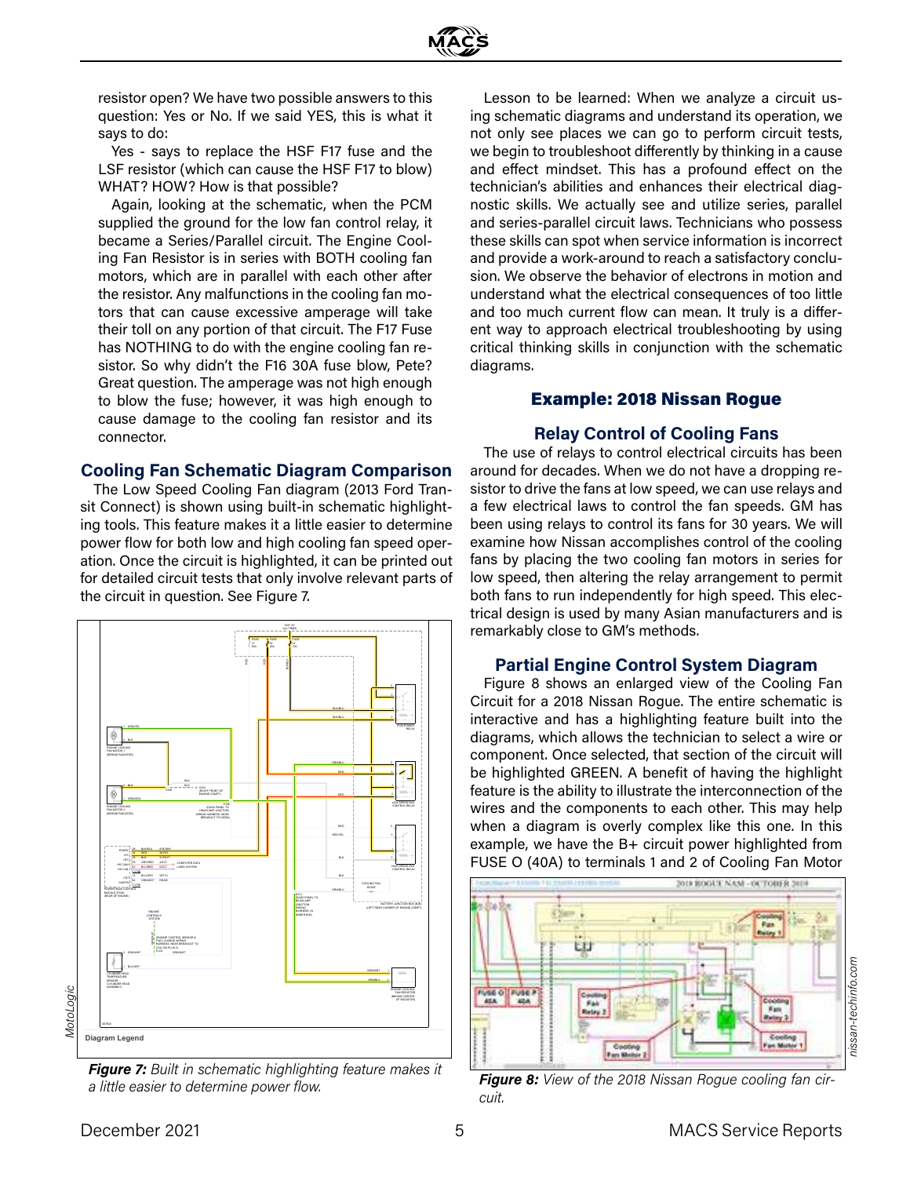resistor open? We have two possible answers to this question: Yes or No. If we said YES, this is what it says to do:

Yes - says to replace the HSF F17 fuse and the LSF resistor (which can cause the HSF F17 to blow) WHAT? HOW? How is that possible?

Again, looking at the schematic, when the PCM supplied the ground for the low fan control relay, it became a Series/Parallel circuit. The Engine Cooling Fan Resistor is in series with BOTH cooling fan motors, which are in parallel with each other after the resistor. Any malfunctions in the cooling fan motors that can cause excessive amperage will take their toll on any portion of that circuit. The F17 Fuse has NOTHING to do with the engine cooling fan resistor. So why didn't the F16 30A fuse blow, Pete? Great question. The amperage was not high enough to blow the fuse; however, it was high enough to cause damage to the cooling fan resistor and its connector.

## Cooling Fan Schematic Diagram Comparison

The Low Speed Cooling Fan diagram (2013 Ford Transit Connect) is shown using built-in schematic highlighting tools. This feature makes it a little easier to determine power flow for both low and high cooling fan speed operation. Once the circuit is highlighted, it can be printed out for detailed circuit tests that only involve relevant parts of the circuit in question. See Figure 7.

***Figure 7:*** *Built in schematic highlighting feature makes it a little easier to determine power flow.*

Lesson to be learned: When we analyze a circuit using schematic diagrams and understand its operation, we not only see places we can go to perform circuit tests, we begin to troubleshoot differently by thinking in a cause and effect mindset. This has a profound effect on the technician's abilities and enhances their electrical diagnostic skills. We actually see and utilize series, parallel and series-parallel circuit laws. Technicians who possess these skills can spot when service information is incorrect and provide a work-around to reach a satisfactory conclusion. We observe the behavior of electrons in motion and understand what the electrical consequences of too little and too much current flow can mean. It truly is a different way to approach electrical troubleshooting by using critical thinking skills in conjunction with the schematic diagrams.

## Example: 2018 Nissan Rogue

### Relay Control of Cooling Fans

The use of relays to control electrical circuits has been around for decades. When we do not have a dropping resistor to drive the fans at low speed, we can use relays and a few electrical laws to control the fan speeds. GM has been using relays to control its fans for 30 years. We will examine how Nissan accomplishes control of the cooling fans by placing the two cooling fan motors in series for low speed, then altering the relay arrangement to permit both fans to run independently for high speed. This electrical design is used by many Asian manufacturers and is remarkably close to GM's methods.

### Partial Engine Control System Diagram

Figure 8 shows an enlarged view of the Cooling Fan Circuit for a 2018 Nissan Rogue. The entire schematic is interactive and has a highlighting feature built into the diagrams, which allows the technician to select a wire or component. Once selected, that section of the circuit will be highlighted GREEN. A benefit of having the highlight feature is the ability to illustrate the interconnection of the wires and the components to each other. This may help when a diagram is overly complex like this one. In this example, we have the B+ circuit power highlighted from FUSE O (40A) to terminals 1 and 2 of Cooling Fan Motor

***Figure 8:*** *View of the 2018 Nissan Rogue cooling fan circuit.*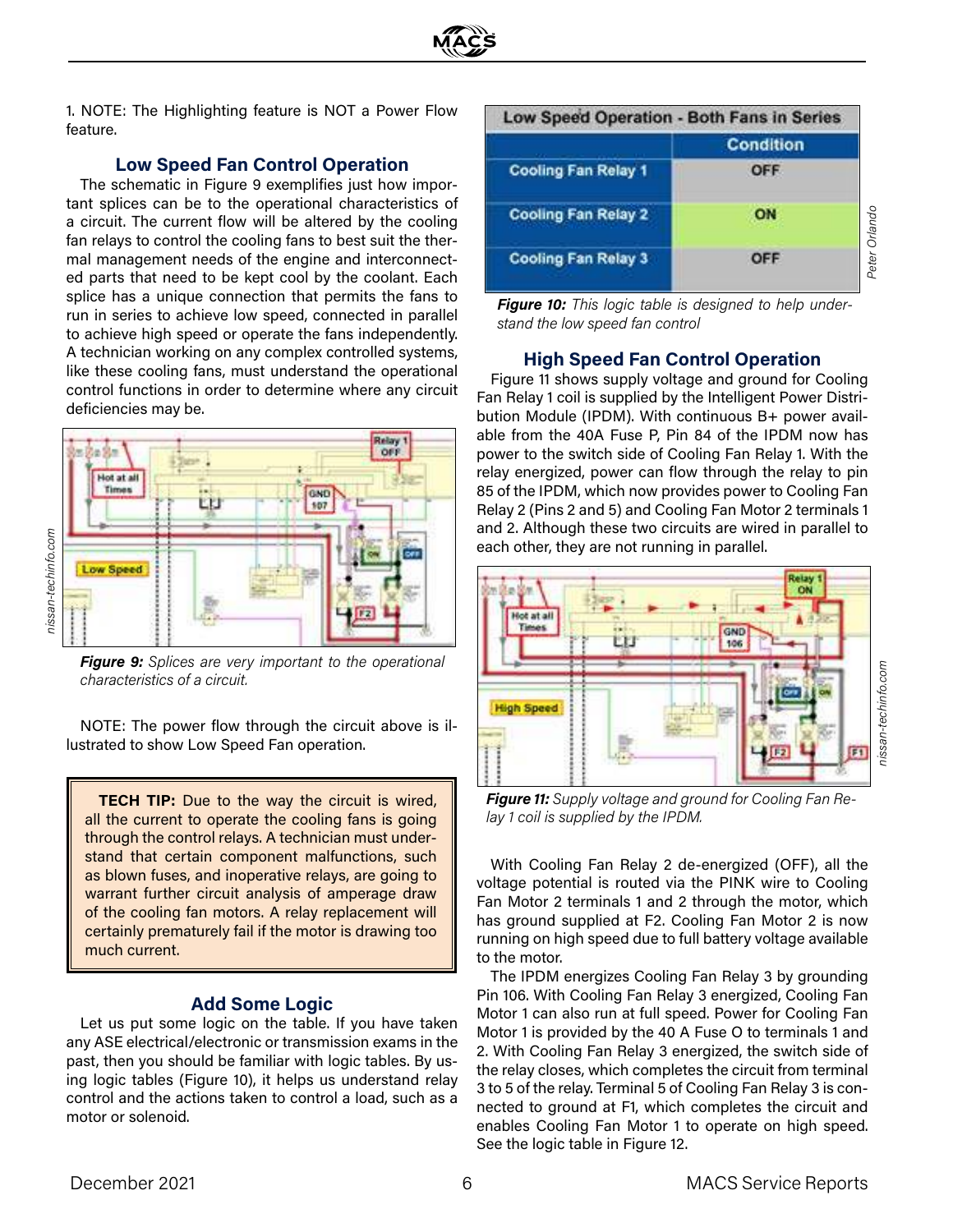1. NOTE: The Highlighting feature is NOT a Power Flow feature.

### Low Speed Fan Control Operation

The schematic in Figure 9 exemplifies just how important splices can be to the operational characteristics of a circuit. The current flow will be altered by the cooling fan relays to control the cooling fans to best suit the thermal management needs of the engine and interconnected parts that need to be kept cool by the coolant. Each splice has a unique connection that permits the fans to run in series to achieve low speed, connected in parallel to achieve high speed or operate the fans independently. A technician working on any complex controlled systems, like these cooling fans, must understand the operational control functions in order to determine where any circuit deficiencies may be.

***Figure 9:*** *Splices are very important to the operational characteristics of a circuit.*

NOTE: The power flow through the circuit above is illustrated to show Low Speed Fan operation.

> **TECH TIP:** Due to the way the circuit is wired, all the current to operate the cooling fans is going through the control relays. A technician must understand that certain component malfunctions, such as blown fuses, and inoperative relays, are going to warrant further circuit analysis of amperage draw of the cooling fan motors. A relay replacement will certainly prematurely fail if the motor is drawing too much current.

### Add Some Logic

Let us put some logic on the table. If you have taken any ASE electrical/electronic or transmission exams in the past, then you should be familiar with logic tables. By using logic tables (Figure 10), it helps us understand relay control and the actions taken to control a load, such as a motor or solenoid.

| Low Speed Operation - Both Fans in Series | |
|---|---|
| | Condition |
| Cooling Fan Relay 1 | OFF |
| Cooling Fan Relay 2 | ON |
| Cooling Fan Relay 3 | OFF |

***Figure 10:*** *This logic table is designed to help understand the low speed fan control*

### High Speed Fan Control Operation

Figure 11 shows supply voltage and ground for Cooling Fan Relay 1 coil is supplied by the Intelligent Power Distribution Module (IPDM). With continuous B+ power available from the 40A Fuse P, Pin 84 of the IPDM now has power to the switch side of Cooling Fan Relay 1. With the relay energized, power can flow through the relay to pin 85 of the IPDM, which now provides power to Cooling Fan Relay 2 (Pins 2 and 5) and Cooling Fan Motor 2 terminals 1 and 2. Although these two circuits are wired in parallel to each other, they are not running in parallel.

***Figure 11:*** *Supply voltage and ground for Cooling Fan Relay 1 coil is supplied by the IPDM.*

With Cooling Fan Relay 2 de-energized (OFF), all the voltage potential is routed via the PINK wire to Cooling Fan Motor 2 terminals 1 and 2 through the motor, which has ground supplied at F2. Cooling Fan Motor 2 is now running on high speed due to full battery voltage available to the motor.

The IPDM energizes Cooling Fan Relay 3 by grounding Pin 106. With Cooling Fan Relay 3 energized, Cooling Fan Motor 1 can also run at full speed. Power for Cooling Fan Motor 1 is provided by the 40 A Fuse O to terminals 1 and 2. With Cooling Fan Relay 3 energized, the switch side of the relay closes, which completes the circuit from terminal 3 to 5 of the relay. Terminal 5 of Cooling Fan Relay 3 is connected to ground at F1, which completes the circuit and enables Cooling Fan Motor 1 to operate on high speed. See the logic table in Figure 12.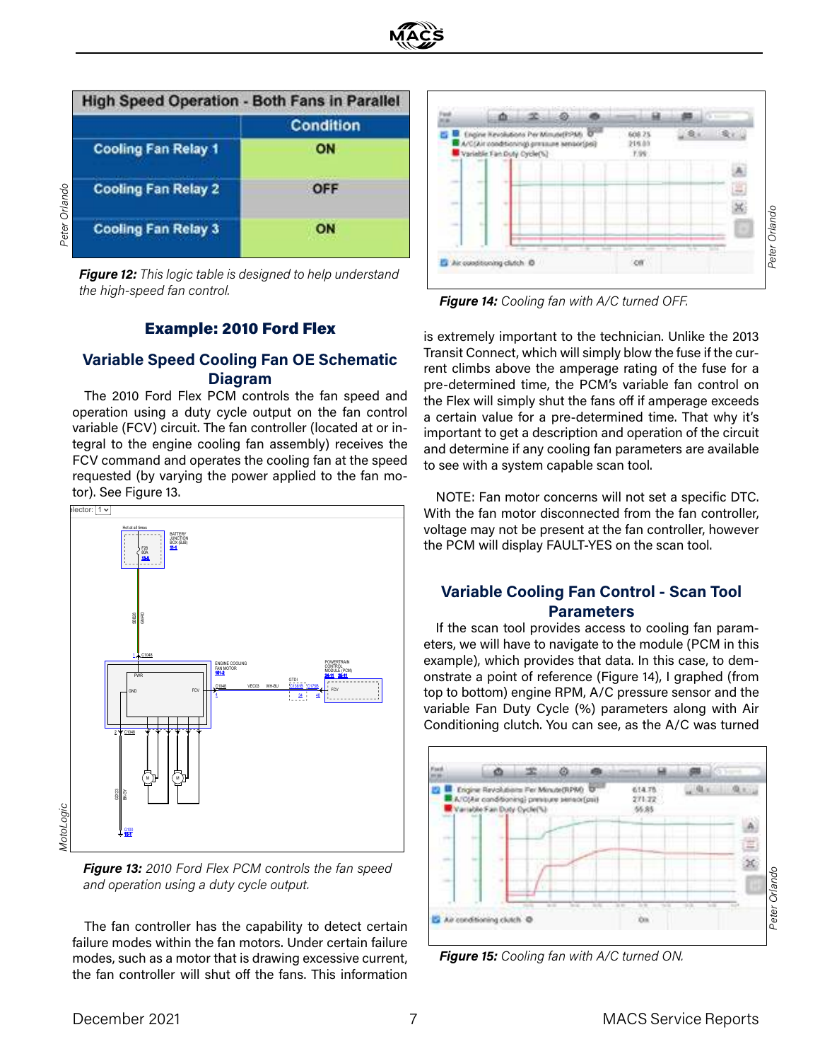| High Speed Operation - Both Fans in Parallel | |
|---|---|
| | Condition |
| Cooling Fan Relay 1 | ON |
| Cooling Fan Relay 2 | OFF |
| Cooling Fan Relay 3 | ON |

***Figure 12:*** *This logic table is designed to help understand the high-speed fan control.*

## Example: 2010 Ford Flex

### Variable Speed Cooling Fan OE Schematic Diagram

The 2010 Ford Flex PCM controls the fan speed and operation using a duty cycle output on the fan control variable (FCV) circuit. The fan controller (located at or integral to the engine cooling fan assembly) receives the FCV command and operates the cooling fan at the speed requested (by varying the power applied to the fan motor). See Figure 13.

***Figure 13:*** *2010 Ford Flex PCM controls the fan speed and operation using a duty cycle output.*

The fan controller has the capability to detect certain failure modes within the fan motors. Under certain failure modes, such as a motor that is drawing excessive current, the fan controller will shut off the fans. This information is extremely important to the technician. Unlike the 2013 Transit Connect, which will simply blow the fuse if the current climbs above the amperage rating of the fuse for a pre-determined time, the PCM's variable fan control on the Flex will simply shut the fans off if amperage exceeds a certain value for a pre-determined time. That why it's important to get a description and operation of the circuit and determine if any cooling fan parameters are available to see with a system capable scan tool.

***Figure 14:*** *Cooling fan with A/C turned OFF.*

NOTE: Fan motor concerns will not set a specific DTC. With the fan motor disconnected from the fan controller, voltage may not be present at the fan controller, however the PCM will display FAULT-YES on the scan tool.

### Variable Cooling Fan Control - Scan Tool Parameters

If the scan tool provides access to cooling fan parameters, we will have to navigate to the module (PCM in this example), which provides that data. In this case, to demonstrate a point of reference (Figure 14), I graphed (from top to bottom) engine RPM, A/C pressure sensor and the variable Fan Duty Cycle (%) parameters along with Air Conditioning clutch. You can see, as the A/C was turned

***Figure 15:*** *Cooling fan with A/C turned ON.*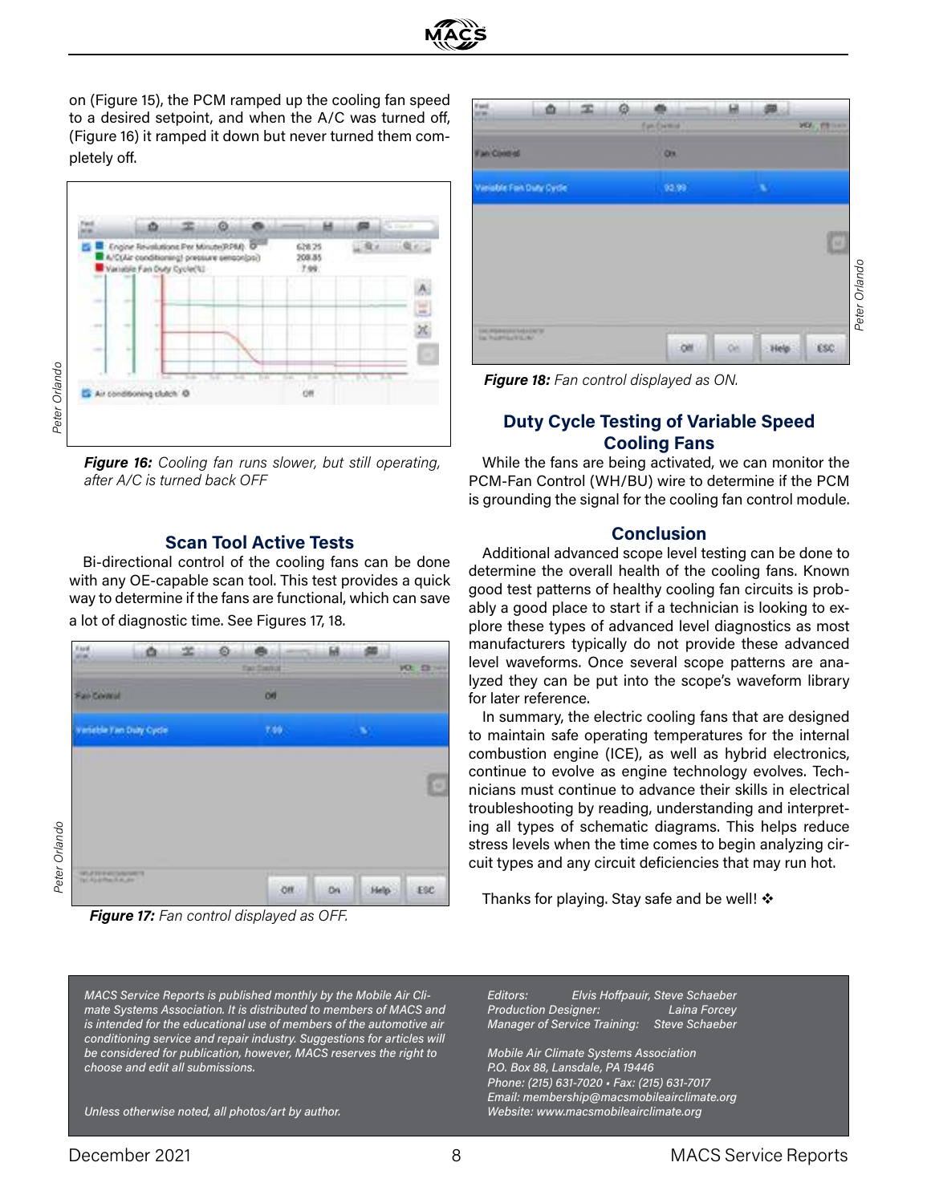on (Figure 15), the PCM ramped up the cooling fan speed to a desired setpoint, and when the A/C was turned off, (Figure 16) it ramped it down but never turned them completely off.

*Peter Orlando*

***Figure 16:*** *Cooling fan runs slower, but still operating, after A/C is turned back OFF*

### Scan Tool Active Tests

Bi-directional control of the cooling fans can be done with any OE-capable scan tool. This test provides a quick way to determine if the fans are functional, which can save a lot of diagnostic time. See Figures 17, 18.

*Peter Orlando*

***Figure 17:*** *Fan control displayed as OFF.*

*Peter Orlando*

***Figure 18:*** *Fan control displayed as ON.*

### Duty Cycle Testing of Variable Speed Cooling Fans

While the fans are being activated, we can monitor the PCM-Fan Control (WH/BU) wire to determine if the PCM is grounding the signal for the cooling fan control module.

### Conclusion

Additional advanced scope level testing can be done to determine the overall health of the cooling fans. Known good test patterns of healthy cooling fan circuits is probably a good place to start if a technician is looking to explore these types of advanced level diagnostics as most manufacturers typically do not provide these advanced level waveforms. Once several scope patterns are analyzed they can be put into the scope's waveform library for later reference.

In summary, the electric cooling fans that are designed to maintain safe operating temperatures for the internal combustion engine (ICE), as well as hybrid electronics, continue to evolve as engine technology evolves. Technicians must continue to advance their skills in electrical troubleshooting by reading, understanding and interpreting all types of schematic diagrams. This helps reduce stress levels when the time comes to begin analyzing circuit types and any circuit deficiencies that may run hot.

Thanks for playing. Stay safe and be well! ❖

*MACS Service Reports is published monthly by the Mobile Air Climate Systems Association. It is distributed to members of MACS and is intended for the educational use of members of the automotive air conditioning service and repair industry. Suggestions for articles will be considered for publication, however, MACS reserves the right to choose and edit all submissions.*

*Unless otherwise noted, all photos/art by author.*

*Editors: Elvis Hoffpauir, Steve Schaeber*
*Production Designer: Laina Forcey*
*Manager of Service Training: Steve Schaeber*

*Mobile Air Climate Systems Association*
*P.O. Box 88, Lansdale, PA 19446*
*Phone: (215) 631-7020 • Fax: (215) 631-7017*
*Email: membership@macsmobileairclimate.org*
*Website: www.macsmobileairclimate.org*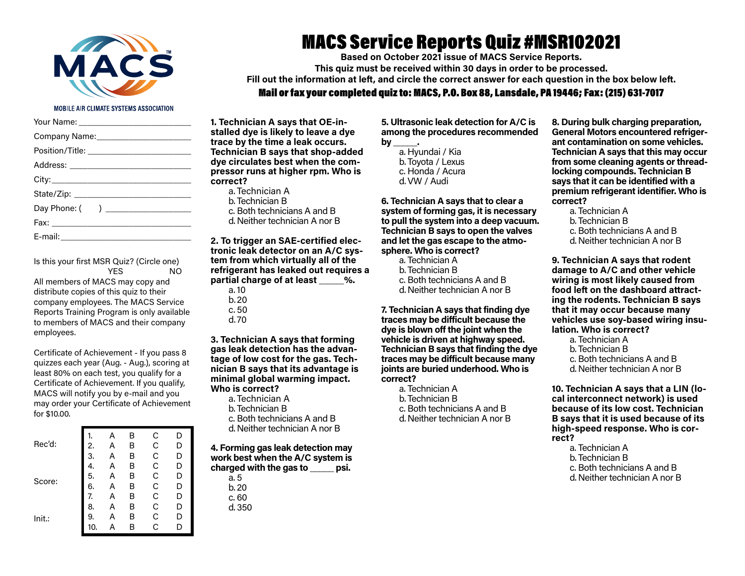MACS

MOBILE AIR CLIMATE SYSTEMS ASSOCIATION

# MACS Service Reports Quiz #MSR102021

**Based on October 2021 issue of MACS Service Reports.**
**This quiz must be received within 30 days in order to be processed.**
**Fill out the information at left, and circle the correct answer for each question in the box below left.**

**Mail or fax your completed quiz to: MACS, P.O. Box 88, Lansdale, PA 19446; Fax: (215) 631-7017**

Your Name: ____________________

Company Name: ____________________

Position/Title: ____________________

Address: ____________________

City: ____________________

State/Zip: ____________________

Day Phone: (    ) ____________________

Fax: ____________________

E-mail: ____________________

Is this your first MSR Quiz? (Circle one)
YES     NO

All members of MACS may copy and distribute copies of this quiz to their company employees. The MACS Service Reports Training Program is only available to members of MACS and their company employees.

Certificate of Achievement - If you pass 8 quizzes each year (Aug. - Aug.), scoring at least 80% on each test, you qualify for a Certificate of Achievement. If you qualify, MACS will notify you by e-mail and you may order your Certificate of Achievement for $10.00.

Rec'd:

Score:

Init.:

| | | | | |
|---|---|---|---|---|
| 1. | A | B | C | D |
| 2. | A | B | C | D |
| 3. | A | B | C | D |
| 4. | A | B | C | D |
| 5. | A | B | C | D |
| 6. | A | B | C | D |
| 7. | A | B | C | D |
| 8. | A | B | C | D |
| 9. | A | B | C | D |
| 10. | A | B | C | D |

**1. Technician A says that OE-installed dye is likely to leave a dye trace by the time a leak occurs. Technician B says that shop-added dye circulates best when the compressor runs at higher rpm. Who is correct?**

a. Technician A
b. Technician B
c. Both technicians A and B
d. Neither technician A nor B

**2. To trigger an SAE-certified electronic leak detector on an A/C system from which virtually all of the refrigerant has leaked out requires a partial charge of at least _____%.**

a. 10
b. 20
c. 50
d. 70

**3. Technician A says that forming gas leak detection has the advantage of low cost for the gas. Technician B says that its advantage is minimal global warming impact. Who is correct?**

a. Technician A
b. Technician B
c. Both technicians A and B
d. Neither technician A nor B

**4. Forming gas leak detection may work best when the A/C system is charged with the gas to _____ psi.**

a. 5
b. 20
c. 60
d. 350

**5. Ultrasonic leak detection for A/C is among the procedures recommended by _____.**

a. Hyundai / Kia
b. Toyota / Lexus
c. Honda / Acura
d. VW / Audi

**6. Technician A says that to clear a system of forming gas, it is necessary to pull the system into a deep vacuum. Technician B says to open the valves and let the gas escape to the atmosphere. Who is correct?**

a. Technician A
b. Technician B
c. Both technicians A and B
d. Neither technician A nor B

**7. Technician A says that finding dye traces may be difficult because the dye is blown off the joint when the vehicle is driven at highway speed. Technician B says that finding the dye traces may be difficult because many joints are buried underhood. Who is correct?**

a. Technician A
b. Technician B
c. Both technicians A and B
d. Neither technician A nor B

**8. During bulk charging preparation, General Motors encountered refrigerant contamination on some vehicles. Technician A says that this may occur from some cleaning agents or thread-locking compounds. Technician B says that it can be identified with a premium refrigerant identifier. Who is correct?**

a. Technician A
b. Technician B
c. Both technicians A and B
d. Neither technician A nor B

**9. Technician A says that rodent damage to A/C and other vehicle wiring is most likely caused from food left on the dashboard attracting the rodents. Technician B says that it may occur because many vehicles use soy-based wiring insulation. Who is correct?**

a. Technician A
b. Technician B
c. Both technicians A and B
d. Neither technician A nor B

**10. Technician A says that a LIN (local interconnect network) is used because of its low cost. Technician B says that it is used because of its high-speed response. Who is correct?**

a. Technician A
b. Technician B
c. Both technicians A and B
d. Neither technician A nor B